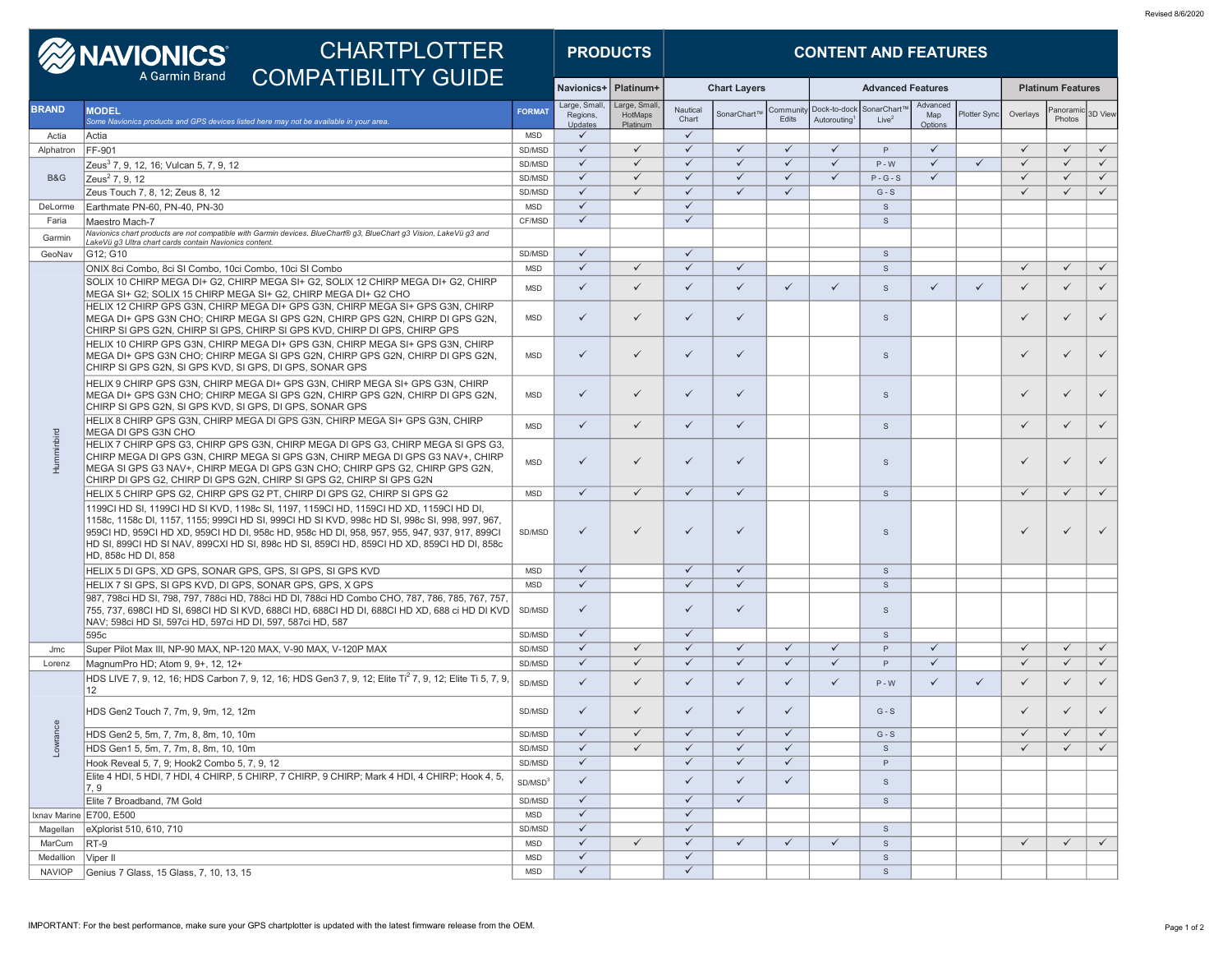Revised 8/6/2020

# NAVIONICS® A Garmin Brand — CHARTPLOTTER COMPATIBILITY GUIDE

| BRAND | MODEL *Some Navionics products and GPS devices listed here may not be available in your area.* | FORMAT | PRODUCTS: Navionics+ | | CONTENT AND FEATURES: Chart Layers | | | Advanced Features | | | | Platinum Features | | |
|---|---|---|---|---|---|---|---|---|---|---|---|---|---|---|
| | | | Navionics+ | Platinum+ | Chart Layers | | | Advanced Features | | | | Platinum Features | | |
| | | | Large, Small, Regions, Updates | Large, Small, HotMaps Platinum | Nautical Chart | SonarChart™ | Community Edits | Dock-to-dock Autorouting[1] | SonarChart™ Live[2] | Advanced Map Options | Plotter Sync | Overlays | Panoramic Photos | 3D View |
| Actia | Actia | MSD | ✓ | | ✓ | | | | | | | | | |
| Alphatron | FF-901 | SD/MSD | ✓ | ✓ | ✓ | ✓ | ✓ | ✓ | P | ✓ | | ✓ | ✓ | ✓ |
| B&G | Zeus[3] 7, 9, 12, 16; Vulcan 5, 7, 9, 12 | SD/MSD | ✓ | ✓ | ✓ | ✓ | ✓ | ✓ | P - W | ✓ | ✓ | ✓ | ✓ | ✓ |
| B&G | Zeus[2] 7, 9, 12 | SD/MSD | ✓ | ✓ | ✓ | ✓ | ✓ | ✓ | P - G - S | ✓ | | ✓ | ✓ | ✓ |
| B&G | Zeus Touch 7, 8, 12; Zeus 8, 12 | SD/MSD | ✓ | ✓ | ✓ | ✓ | ✓ | | G - S | | | ✓ | ✓ | ✓ |
| DeLorme | Earthmate PN-60, PN-40, PN-30 | MSD | ✓ | | ✓ | | | | S | | | | | |
| Faria | Maestro Mach-7 | CF/MSD | ✓ | | ✓ | | | | S | | | | | |
| Garmin | *Navionics chart products are not compatible with Garmin devices. BlueChart® g3, BlueChart g3 Vision, LakeVü g3 and LakeVü g3 Ultra chart cards contain Navionics content.* | | | | | | | | | | | | | |
| GeoNav | G12; G10 | SD/MSD | ✓ | | ✓ | | | | S | | | | | |
| Humminbird | ONIX 8ci Combo, 8ci SI Combo, 10ci Combo, 10ci SI Combo | MSD | ✓ | ✓ | ✓ | ✓ | | | S | | | ✓ | ✓ | ✓ |
| Humminbird | SOLIX 10 CHIRP MEGA DI+ G2, CHIRP MEGA SI+ G2, SOLIX 12 CHIRP MEGA DI+ G2, CHIRP MEGA SI+ G2; SOLIX 15 CHIRP MEGA SI+ G2, CHIRP MEGA DI+ G2 CHO | MSD | ✓ | ✓ | ✓ | ✓ | ✓ | ✓ | S | ✓ | ✓ | ✓ | ✓ | ✓ |
| Humminbird | HELIX 12 CHIRP GPS G3N, CHIRP MEGA DI+ GPS G3N, CHIRP MEGA SI+ GPS G3N, CHIRP MEGA DI+ GPS G3N CHO; CHIRP MEGA SI GPS G2N, CHIRP GPS G2N, CHIRP DI GPS G2N, CHIRP SI GPS G2N, CHIRP SI GPS, CHIRP SI GPS KVD, CHIRP DI GPS, CHIRP GPS | MSD | ✓ | ✓ | ✓ | ✓ | | | S | | | ✓ | ✓ | ✓ |
| Humminbird | HELIX 10 CHIRP GPS G3N, CHIRP MEGA DI+ GPS G3N, CHIRP MEGA SI+ GPS G3N, CHIRP MEGA DI+ GPS G3N CHO; CHIRP MEGA SI GPS G2N, CHIRP GPS G2N, CHIRP DI GPS G2N, CHIRP SI GPS G2N, SI GPS KVD, SI GPS, DI GPS, SONAR GPS | MSD | ✓ | ✓ | ✓ | ✓ | | | S | | | ✓ | ✓ | ✓ |
| Humminbird | HELIX 9 CHIRP GPS G3N, CHIRP MEGA DI+ GPS G3N, CHIRP MEGA SI+ GPS G3N, CHIRP MEGA DI+ GPS G3N CHO; CHIRP MEGA SI GPS G2N, CHIRP GPS G2N, CHIRP DI GPS G2N, CHIRP SI GPS G2N, SI GPS KVD, SI GPS, DI GPS, SONAR GPS | MSD | ✓ | ✓ | ✓ | ✓ | | | S | | | ✓ | ✓ | ✓ |
| Humminbird | HELIX 8 CHIRP GPS G3N, CHIRP MEGA DI GPS G3N, CHIRP MEGA SI+ GPS G3N, CHIRP MEGA DI GPS G3N CHO | MSD | ✓ | ✓ | ✓ | ✓ | | | S | | | ✓ | ✓ | ✓ |
| Humminbird | HELIX 7 CHIRP GPS G3, CHIRP GPS G3N, CHIRP MEGA DI GPS G3, CHIRP MEGA SI GPS G3, CHIRP MEGA DI GPS G3N, CHIRP MEGA SI GPS G3N, CHIRP MEGA DI GPS G3 NAV+, CHIRP MEGA SI GPS G3 NAV+, CHIRP MEGA DI GPS G3N CHO; CHIRP GPS G2, CHIRP GPS G2N, CHIRP DI GPS G2, CHIRP DI GPS G2N, CHIRP SI GPS G2, CHIRP SI GPS G2N | MSD | ✓ | ✓ | ✓ | ✓ | | | S | | | ✓ | ✓ | ✓ |
| Humminbird | HELIX 5 CHIRP GPS G2, CHIRP GPS G2 PT, CHIRP DI GPS G2, CHIRP SI GPS G2 | MSD | ✓ | ✓ | ✓ | ✓ | | | S | | | ✓ | ✓ | ✓ |
| Humminbird | 1199CI HD SI, 1199CI HD SI KVD, 1198c SI, 1197, 1159CI HD, 1159CI HD XD, 1159CI HD DI, 1158c, 1158c DI, 1157, 1155; 999CI HD SI, 999CI HD SI KVD, 998c HD SI, 998c SI, 998, 997, 967, 959CI HD, 959CI HD XD, 959CI HD DI, 958c HD, 958c HD DI, 958, 957, 955, 947, 937, 917, 899CI HD SI, 899CI HD SI NAV, 899CXI HD SI, 898c HD SI, 859CI HD, 859CI HD XD, 859CI HD DI, 858c HD, 858c HD DI, 858 | SD/MSD | ✓ | ✓ | ✓ | ✓ | | | S | | | ✓ | ✓ | ✓ |
| Humminbird | HELIX 5 DI GPS, XD GPS, SONAR GPS, GPS, SI GPS, SI GPS KVD | MSD | ✓ | | ✓ | ✓ | | | S | | | | | |
| Humminbird | HELIX 7 SI GPS, SI GPS KVD, DI GPS, SONAR GPS, GPS, X GPS | MSD | ✓ | | ✓ | ✓ | | | S | | | | | |
| Humminbird | 987, 798ci HD SI, 798, 797, 788ci HD, 788ci HD DI, 788ci HD Combo CHO, 787, 786, 785, 767, 757, 755, 737, 698CI HD SI, 698CI HD SI KVD, 688CI HD, 688CI HD DI, 688CI HD XD, 688 ci HD DI KVD NAV; 598ci HD SI, 597ci HD, 597ci HD DI, 597, 587ci HD, 587 | SD/MSD | ✓ | | ✓ | ✓ | | | S | | | | | |
| Humminbird | 595c | SD/MSD | ✓ | | ✓ | | | | S | | | | | |
| Jmc | Super Pilot Max III, NP-90 MAX, NP-120 MAX, V-90 MAX, V-120P MAX | SD/MSD | ✓ | ✓ | ✓ | ✓ | ✓ | ✓ | P | ✓ | | ✓ | ✓ | ✓ |
| Lorenz | MagnumPro HD; Atom 9, 9+, 12, 12+ | SD/MSD | ✓ | ✓ | ✓ | ✓ | ✓ | ✓ | P | ✓ | | ✓ | ✓ | ✓ |
| Lowrance | HDS LIVE 7, 9, 12, 16; HDS Carbon 7, 9, 12, 16; HDS Gen3 7, 9, 12; Elite Ti[2] 7, 9, 12; Elite Ti 5, 7, 9, 12 | SD/MSD | ✓ | ✓ | ✓ | ✓ | ✓ | ✓ | P - W | ✓ | ✓ | ✓ | ✓ | ✓ |
| Lowrance | HDS Gen2 Touch 7, 7m, 9, 9m, 12, 12m | SD/MSD | ✓ | ✓ | ✓ | ✓ | ✓ | | G - S | | | ✓ | ✓ | ✓ |
| Lowrance | HDS Gen2 5, 5m, 7, 7m, 8, 8m, 10, 10m | SD/MSD | ✓ | ✓ | ✓ | ✓ | ✓ | | G - S | | | ✓ | ✓ | ✓ |
| Lowrance | HDS Gen1 5, 5m, 7, 7m, 8, 8m, 10, 10m | SD/MSD | ✓ | ✓ | ✓ | ✓ | ✓ | | S | | | ✓ | ✓ | ✓ |
| Lowrance | Hook Reveal 5, 7, 9; Hook2 Combo 5, 7, 9, 12 | SD/MSD | ✓ | | ✓ | ✓ | ✓ | | P | | | | | |
| Lowrance | Elite 4 HDI, 5 HDI, 7 HDI, 4 CHIRP, 5 CHIRP, 7 CHIRP, 9 CHIRP; Mark 4 HDI, 4 CHIRP; Hook 4, 5, 7, 9 | SD/MSD[3] | ✓ | | ✓ | ✓ | ✓ | | S | | | | | |
| Lowrance | Elite 7 Broadband, 7M Gold | SD/MSD | ✓ | | ✓ | ✓ | | | S | | | | | |
| Ixnav Marine | E700, E500 | MSD | ✓ | | ✓ | | | | | | | | | |
| Magellan | eXplorist 510, 610, 710 | SD/MSD | ✓ | | ✓ | | | | S | | | | | |
| MarCum | RT-9 | MSD | ✓ | ✓ | ✓ | ✓ | ✓ | ✓ | S | | | ✓ | ✓ | ✓ |
| Medallion | Viper II | MSD | ✓ | | ✓ | | | | S | | | | | |
| NAVIOP | Genius 7 Glass, 15 Glass, 7, 10, 13, 15 | MSD | ✓ | | ✓ | | | | S | | | | | |

IMPORTANT: For the best performance, make sure your GPS chartplotter is updated with the latest firmware release from the OEM.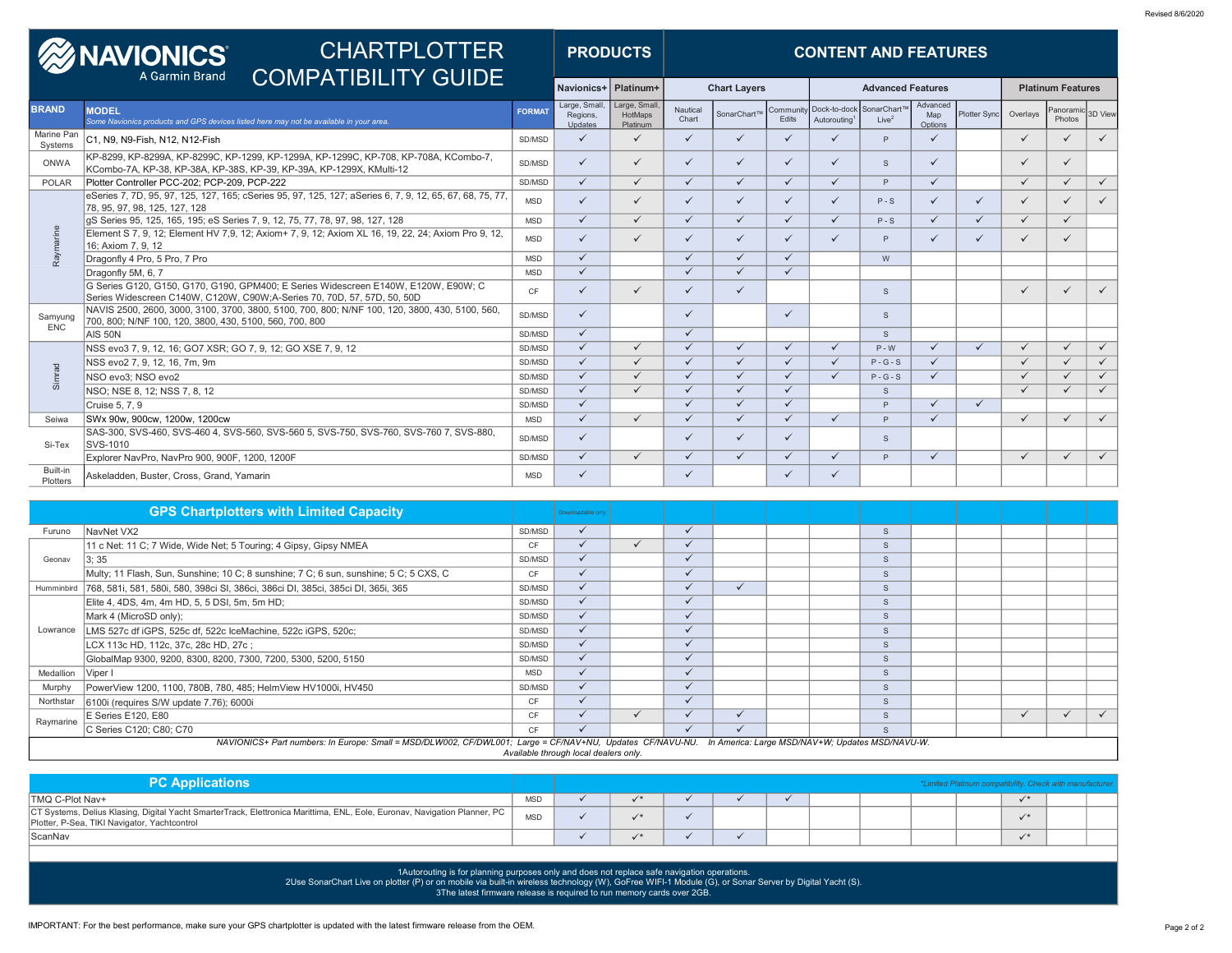Revised 8/6/2020

# NAVIONICS A Garmin Brand — CHARTPLOTTER COMPATIBILITY GUIDE

| BRAND | MODEL *Some Navionics products and GPS devices listed here may not be available in your area.* | FORMAT | PRODUCTS | | CONTENT AND FEATURES | | | | | | | | | |
|---|---|---|---|---|---|---|---|---|---|---|---|---|---|---|
| | | | Navionics+ | Platinum+ | Chart Layers | | | Advanced Features | | | | Platinum Features | | |
| | | | Large, Small, Regions, Updates | Large, Small, HotMaps Platinum | Nautical Chart | SonarChart™ | Community Edits | Dock-to-dock Autorouting[1] | SonarChart™ Live[2] | Advanced Map Options | Plotter Sync | Overlays | Panoramic Photos | 3D View |
| Marine Pan Systems | C1, N9, N9-Fish, N12, N12-Fish | SD/MSD | ✓ | ✓ | ✓ | ✓ | ✓ | ✓ | P | ✓ | | ✓ | ✓ | ✓ |
| ONWA | KP-8299, KP-8299A, KP-8299C, KP-1299, KP-1299A, KP-1299C, KP-708, KP-708A, KCombo-7, KCombo-7A, KP-38, KP-38A, KP-38S, KP-39, KP-39A, KP-1299X, KMulti-12 | SD/MSD | ✓ | ✓ | ✓ | ✓ | ✓ | ✓ | S | ✓ | | ✓ | ✓ | |
| POLAR | Plotter Controller PCC-202; PCP-209, PCP-222 | SD/MSD | ✓ | ✓ | ✓ | ✓ | ✓ | ✓ | P | ✓ | | ✓ | ✓ | ✓ |
| Raymarine | eSeries 7, 7D, 95, 97, 125, 127, 165; cSeries 95, 97, 125, 127; aSeries 6, 7, 9, 12, 65, 67, 68, 75, 77, 78, 95, 97, 98, 125, 127, 128 | MSD | ✓ | ✓ | ✓ | ✓ | ✓ | ✓ | P - S | ✓ | ✓ | ✓ | ✓ | ✓ |
| | gS Series 95, 125, 165, 195; eS Series 7, 9, 12, 75, 77, 78, 97, 98, 127, 128 | MSD | ✓ | ✓ | ✓ | ✓ | ✓ | ✓ | P - S | ✓ | ✓ | ✓ | ✓ | |
| | Element S 7, 9, 12; Element HV 7,9, 12; Axiom+ 7, 9, 12; Axiom XL 16, 19, 22, 24; Axiom Pro 9, 12, 16; Axiom 7, 9, 12 | MSD | ✓ | ✓ | ✓ | ✓ | ✓ | ✓ | P | ✓ | ✓ | ✓ | ✓ | |
| | Dragonfly 4 Pro, 5 Pro, 7 Pro | MSD | ✓ | | ✓ | ✓ | ✓ | | W | | | | | |
| | Dragonfly 5M, 6, 7 | MSD | ✓ | | ✓ | ✓ | ✓ | | | | | | | |
| | G Series G120, G150, G170, G190, GPM400; E Series Widescreen E140W, E120W, E90W; C Series Widescreen C140W, C120W, C90W;A-Series 70, 70D, 57, 57D, 50, 50D | CF | ✓ | ✓ | ✓ | ✓ | | | S | | | ✓ | ✓ | ✓ |
| Samyung ENC | NAVIS 2500, 2600, 3000, 3100, 3700, 3800, 5100, 700, 800; N/NF 100, 120, 3800, 430, 5100, 560, 700, 800; N/NF 100, 120, 3800, 430, 5100, 560, 700, 800 | SD/MSD | ✓ | | ✓ | | ✓ | | S | | | | | |
| | AIS 50N | SD/MSD | ✓ | | ✓ | | | | S | | | | | |
| Simrad | NSS evo3 7, 9, 12, 16; GO7 XSR; GO 7, 9, 12; GO XSE 7, 9, 12 | SD/MSD | ✓ | ✓ | ✓ | ✓ | ✓ | ✓ | P - W | ✓ | ✓ | ✓ | ✓ | ✓ |
| | NSS evo2 7, 9, 12, 16, 7m, 9m | SD/MSD | ✓ | ✓ | ✓ | ✓ | ✓ | ✓ | P - G - S | ✓ | | ✓ | ✓ | ✓ |
| | NSO evo3; NSO evo2 | SD/MSD | ✓ | ✓ | ✓ | ✓ | ✓ | ✓ | P - G - S | ✓ | | ✓ | ✓ | ✓ |
| | NSO; NSE 8, 12; NSS 7, 8, 12 | SD/MSD | ✓ | ✓ | ✓ | ✓ | ✓ | | S | | | ✓ | ✓ | ✓ |
| | Cruise 5, 7, 9 | SD/MSD | ✓ | | ✓ | ✓ | ✓ | | P | ✓ | ✓ | | | |
| Seiwa | SWx 90w, 900cw, 1200w, 1200cw | MSD | ✓ | ✓ | ✓ | ✓ | ✓ | ✓ | P | ✓ | | ✓ | ✓ | ✓ |
| Si-Tex | SAS-300, SVS-460, SVS-460 4, SVS-560, SVS-560 5, SVS-750, SVS-760, SVS-760 7, SVS-880, SVS-1010 | SD/MSD | ✓ | | ✓ | ✓ | ✓ | | S | | | | | |
| | Explorer NavPro, NavPro 900, 900F, 1200, 1200F | SD/MSD | ✓ | ✓ | ✓ | ✓ | ✓ | ✓ | P | ✓ | | ✓ | ✓ | ✓ |
| Built-in Plotters | Askeladden, Buster, Cross, Grand, Yamarin | MSD | ✓ | | ✓ | | ✓ | ✓ | | | | | | |

## GPS Chartplotters with Limited Capacity

| BRAND | MODEL | FORMAT | Navionics+ (Downloadable only) | Platinum+ | Nautical Chart | SonarChart™ | Community Edits | Dock-to-dock Autorouting[1] | SonarChart™ Live[2] | Advanced Map Options | Plotter Sync | Overlays | Panoramic Photos | 3D View |
|---|---|---|---|---|---|---|---|---|---|---|---|---|---|---|
| Furuno | NavNet VX2 | SD/MSD | ✓ | | ✓ | | | | S | | | | | |
| Geonav | 11 c Net: 11 C; 7 Wide, Wide Net; 5 Touring; 4 Gipsy, Gipsy NMEA | CF | ✓ | ✓ | ✓ | | | | S | | | | | |
| | 3; 35 | SD/MSD | ✓ | | ✓ | | | | S | | | | | |
| | Multy; 11 Flash, Sun, Sunshine; 10 C; 8 sunshine; 7 C; 6 sun, sunshine; 5 C; 5 CXS, C | CF | ✓ | | ✓ | | | | S | | | | | |
| Humminbird | 768, 581i, 581, 580i, 580, 398ci SI, 386ci, 386ci DI, 385ci, 385ci DI, 365i, 365 | SD/MSD | ✓ | | ✓ | ✓ | | | S | | | | | |
| Lowrance | Elite 4, 4DS, 4m, 4m HD, 5, 5 DSI, 5m, 5m HD; | SD/MSD | ✓ | | ✓ | | | | S | | | | | |
| | Mark 4 (MicroSD only); | SD/MSD | ✓ | | ✓ | | | | S | | | | | |
| | LMS 527c df iGPS, 525c df, 522c IceMachine, 522c iGPS, 520c; | SD/MSD | ✓ | | ✓ | | | | S | | | | | |
| | LCX 113c HD, 112c, 37c, 28c HD, 27c ; | SD/MSD | ✓ | | ✓ | | | | S | | | | | |
| | GlobalMap 9300, 9200, 8300, 8200, 7300, 7200, 5300, 5200, 5150 | SD/MSD | ✓ | | ✓ | | | | S | | | | | |
| Medallion | Viper I | MSD | ✓ | | ✓ | | | | S | | | | | |
| Murphy | PowerView 1200, 1100, 780B, 780, 485; HelmView HV1000i, HV450 | SD/MSD | ✓ | | ✓ | | | | S | | | | | |
| Northstar | 6100i (requires S/W update 7.76); 6000i | CF | ✓ | | ✓ | | | | S | | | | | |
| Raymarine | E Series E120, E80 | CF | ✓ | ✓ | ✓ | ✓ | | | S | | | ✓ | ✓ | ✓ |
| | C Series C120; C80; C70 | CF | ✓ | | ✓ | ✓ | | | S | | | | | |

*NAVIONICS+ Part numbers: In Europe: Small = MSD/DLW002, CF/DWL001; Large = CF/NAV+NU, Updates CF/NAVU-NU. In America: Large MSD/NAV+W; Updates MSD/NAVU-W. Available through local dealers only.*

## PC Applications

*\*Limited Platinum compatibility. Check with manufacturer.*

| MODEL | FORMAT | Navionics+ | Platinum+ | Nautical Chart | SonarChart™ | Community Edits | Dock-to-dock Autorouting[1] | SonarChart™ Live[2] | Advanced Map Options | Plotter Sync | Overlays | Panoramic Photos | 3D View |
|---|---|---|---|---|---|---|---|---|---|---|---|---|---|
| TMQ C-Plot Nav+ | MSD | ✓ | ✓* | ✓ | ✓ | ✓ | | | | | ✓* | | |
| CT Systems, Delius Klasing, Digital Yacht SmarterTrack, Elettronica Marittima, ENL, Eole, Euronav, Navigation Planner, PC Plotter, P-Sea, TIKI Navigator, Yachtcontrol | MSD | ✓ | ✓* | ✓ | | | | | | | ✓* | | |
| ScanNav | | ✓ | ✓* | ✓ | ✓ | | | | | | ✓* | | |

1Autorouting is for planning purposes only and does not replace safe navigation operations.
2Use SonarChart Live on plotter (P) or on mobile via built-in wireless technology (W), GoFree WIFI-1 Module (G), or Sonar Server by Digital Yacht (S).
3The latest firmware release is required to run memory cards over 2GB.

IMPORTANT: For the best performance, make sure your GPS chartplotter is updated with the latest firmware release from the OEM.